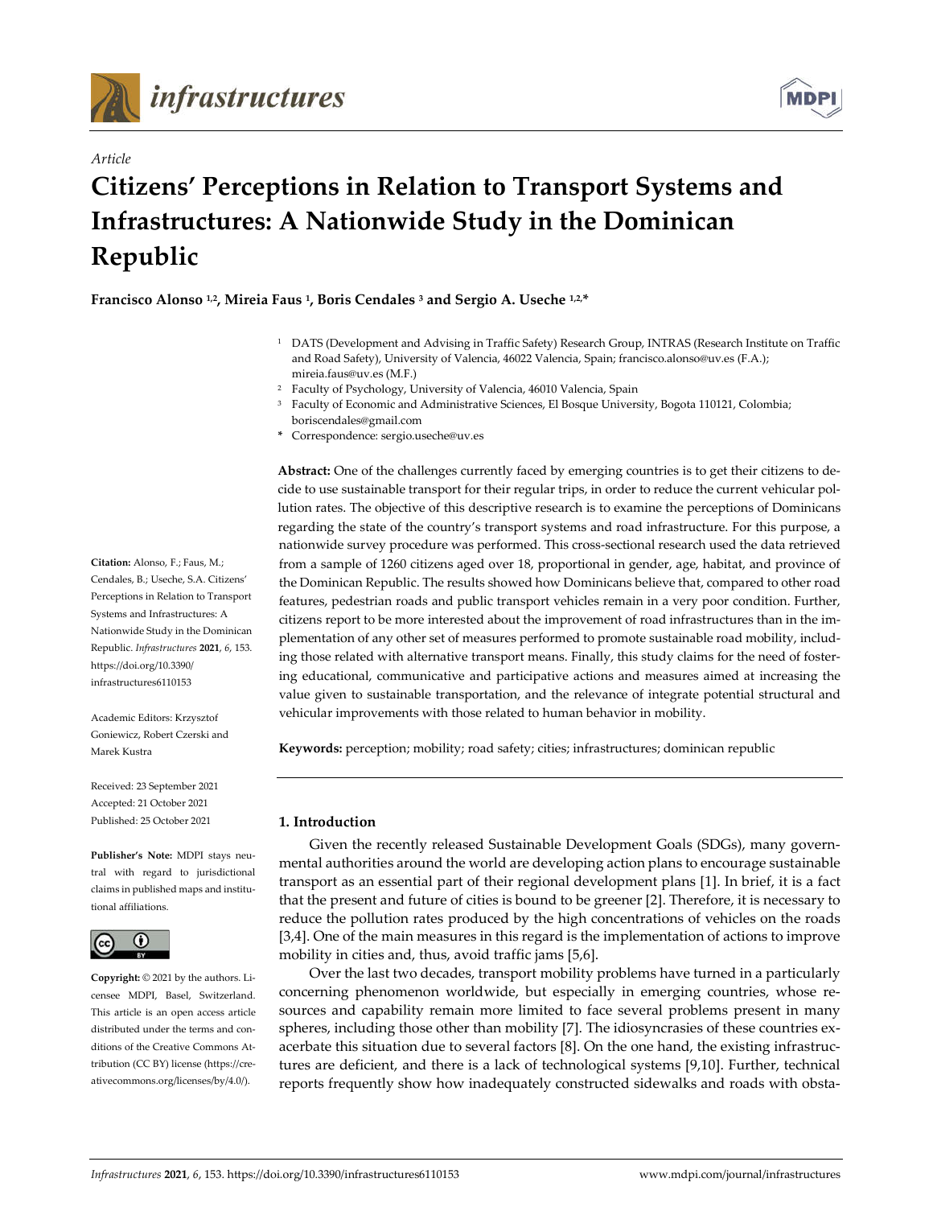*Article*

# Citizens' Perceptions in Relation to Transport Systems and Infrastructures: A Nationwide Study in the Dominican Republic

**Francisco Alonso [1,2], Mireia Faus [1], Boris Cendales [3] and Sergio A. Useche [1,2,*]**

[1] DATS (Development and Advising in Traffic Safety) Research Group, INTRAS (Research Institute on Traffic and Road Safety), University of Valencia, 46022 Valencia, Spain; francisco.alonso@uv.es (F.A.); mireia.faus@uv.es (M.F.)
[2] Faculty of Psychology, University of Valencia, 46010 Valencia, Spain
[3] Faculty of Economic and Administrative Sciences, El Bosque University, Bogota 110121, Colombia; boriscendales@gmail.com
* Correspondence: sergio.useche@uv.es

**Abstract:** One of the challenges currently faced by emerging countries is to get their citizens to decide to use sustainable transport for their regular trips, in order to reduce the current vehicular pollution rates. The objective of this descriptive research is to examine the perceptions of Dominicans regarding the state of the country's transport systems and road infrastructure. For this purpose, a nationwide survey procedure was performed. This cross-sectional research used the data retrieved from a sample of 1260 citizens aged over 18, proportional in gender, age, habitat, and province of the Dominican Republic. The results showed how Dominicans believe that, compared to other road features, pedestrian roads and public transport vehicles remain in a very poor condition. Further, citizens report to be more interested about the improvement of road infrastructures than in the implementation of any other set of measures performed to promote sustainable road mobility, including those related with alternative transport means. Finally, this study claims for the need of fostering educational, communicative and participative actions and measures aimed at increasing the value given to sustainable transportation, and the relevance of integrate potential structural and vehicular improvements with those related to human behavior in mobility.

**Keywords:** perception; mobility; road safety; cities; infrastructures; dominican republic

**Citation:** Alonso, F.; Faus, M.; Cendales, B.; Useche, S.A. Citizens' Perceptions in Relation to Transport Systems and Infrastructures: A Nationwide Study in the Dominican Republic. *Infrastructures* **2021**, *6*, 153. https://doi.org/10.3390/infrastructures6110153

Academic Editors: Krzysztof Goniewicz, Robert Czerski and Marek Kustra

Received: 23 September 2021
Accepted: 21 October 2021
Published: 25 October 2021

**Publisher's Note:** MDPI stays neutral with regard to jurisdictional claims in published maps and institutional affiliations.

**Copyright:** © 2021 by the authors. Licensee MDPI, Basel, Switzerland. This article is an open access article distributed under the terms and conditions of the Creative Commons Attribution (CC BY) license (https://creativecommons.org/licenses/by/4.0/).

## 1. Introduction

Given the recently released Sustainable Development Goals (SDGs), many governmental authorities around the world are developing action plans to encourage sustainable transport as an essential part of their regional development plans [1]. In brief, it is a fact that the present and future of cities is bound to be greener [2]. Therefore, it is necessary to reduce the pollution rates produced by the high concentrations of vehicles on the roads [3,4]. One of the main measures in this regard is the implementation of actions to improve mobility in cities and, thus, avoid traffic jams [5,6].

Over the last two decades, transport mobility problems have turned in a particularly concerning phenomenon worldwide, but especially in emerging countries, whose resources and capability remain more limited to face several problems present in many spheres, including those other than mobility [7]. The idiosyncrasies of these countries exacerbate this situation due to several factors [8]. On the one hand, the existing infrastructures are deficient, and there is a lack of technological systems [9,10]. Further, technical reports frequently show how inadequately constructed sidewalks and roads with obsta-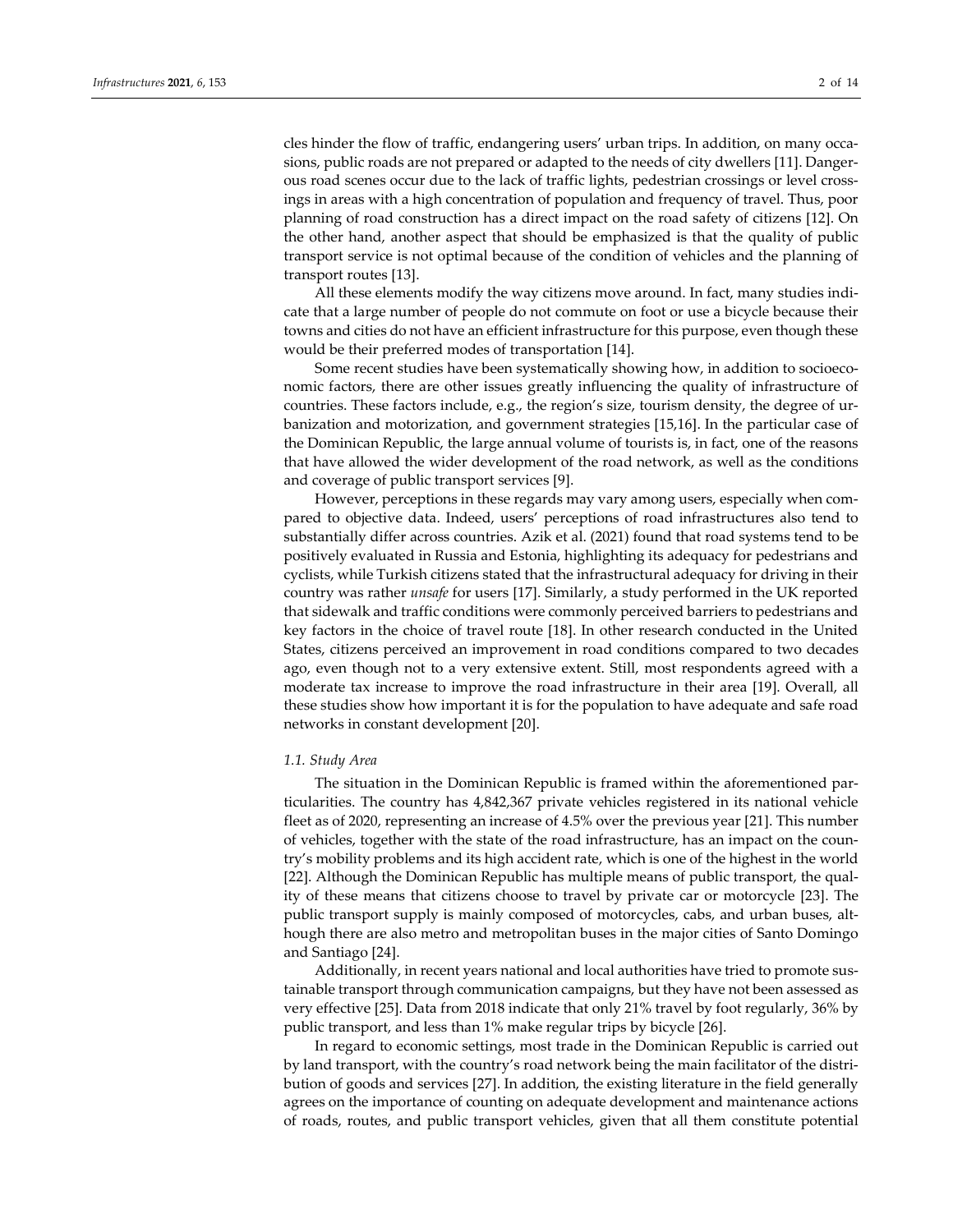cles hinder the flow of traffic, endangering users' urban trips. In addition, on many occasions, public roads are not prepared or adapted to the needs of city dwellers [11]. Dangerous road scenes occur due to the lack of traffic lights, pedestrian crossings or level crossings in areas with a high concentration of population and frequency of travel. Thus, poor planning of road construction has a direct impact on the road safety of citizens [12]. On the other hand, another aspect that should be emphasized is that the quality of public transport service is not optimal because of the condition of vehicles and the planning of transport routes [13].

All these elements modify the way citizens move around. In fact, many studies indicate that a large number of people do not commute on foot or use a bicycle because their towns and cities do not have an efficient infrastructure for this purpose, even though these would be their preferred modes of transportation [14].

Some recent studies have been systematically showing how, in addition to socioeconomic factors, there are other issues greatly influencing the quality of infrastructure of countries. These factors include, e.g., the region's size, tourism density, the degree of urbanization and motorization, and government strategies [15,16]. In the particular case of the Dominican Republic, the large annual volume of tourists is, in fact, one of the reasons that have allowed the wider development of the road network, as well as the conditions and coverage of public transport services [9].

However, perceptions in these regards may vary among users, especially when compared to objective data. Indeed, users' perceptions of road infrastructures also tend to substantially differ across countries. Azik et al. (2021) found that road systems tend to be positively evaluated in Russia and Estonia, highlighting its adequacy for pedestrians and cyclists, while Turkish citizens stated that the infrastructural adequacy for driving in their country was rather *unsafe* for users [17]. Similarly, a study performed in the UK reported that sidewalk and traffic conditions were commonly perceived barriers to pedestrians and key factors in the choice of travel route [18]. In other research conducted in the United States, citizens perceived an improvement in road conditions compared to two decades ago, even though not to a very extensive extent. Still, most respondents agreed with a moderate tax increase to improve the road infrastructure in their area [19]. Overall, all these studies show how important it is for the population to have adequate and safe road networks in constant development [20].

### *1.1. Study Area*

The situation in the Dominican Republic is framed within the aforementioned particularities. The country has 4,842,367 private vehicles registered in its national vehicle fleet as of 2020, representing an increase of 4.5% over the previous year [21]. This number of vehicles, together with the state of the road infrastructure, has an impact on the country's mobility problems and its high accident rate, which is one of the highest in the world [22]. Although the Dominican Republic has multiple means of public transport, the quality of these means that citizens choose to travel by private car or motorcycle [23]. The public transport supply is mainly composed of motorcycles, cabs, and urban buses, although there are also metro and metropolitan buses in the major cities of Santo Domingo and Santiago [24].

Additionally, in recent years national and local authorities have tried to promote sustainable transport through communication campaigns, but they have not been assessed as very effective [25]. Data from 2018 indicate that only 21% travel by foot regularly, 36% by public transport, and less than 1% make regular trips by bicycle [26].

In regard to economic settings, most trade in the Dominican Republic is carried out by land transport, with the country's road network being the main facilitator of the distribution of goods and services [27]. In addition, the existing literature in the field generally agrees on the importance of counting on adequate development and maintenance actions of roads, routes, and public transport vehicles, given that all them constitute potential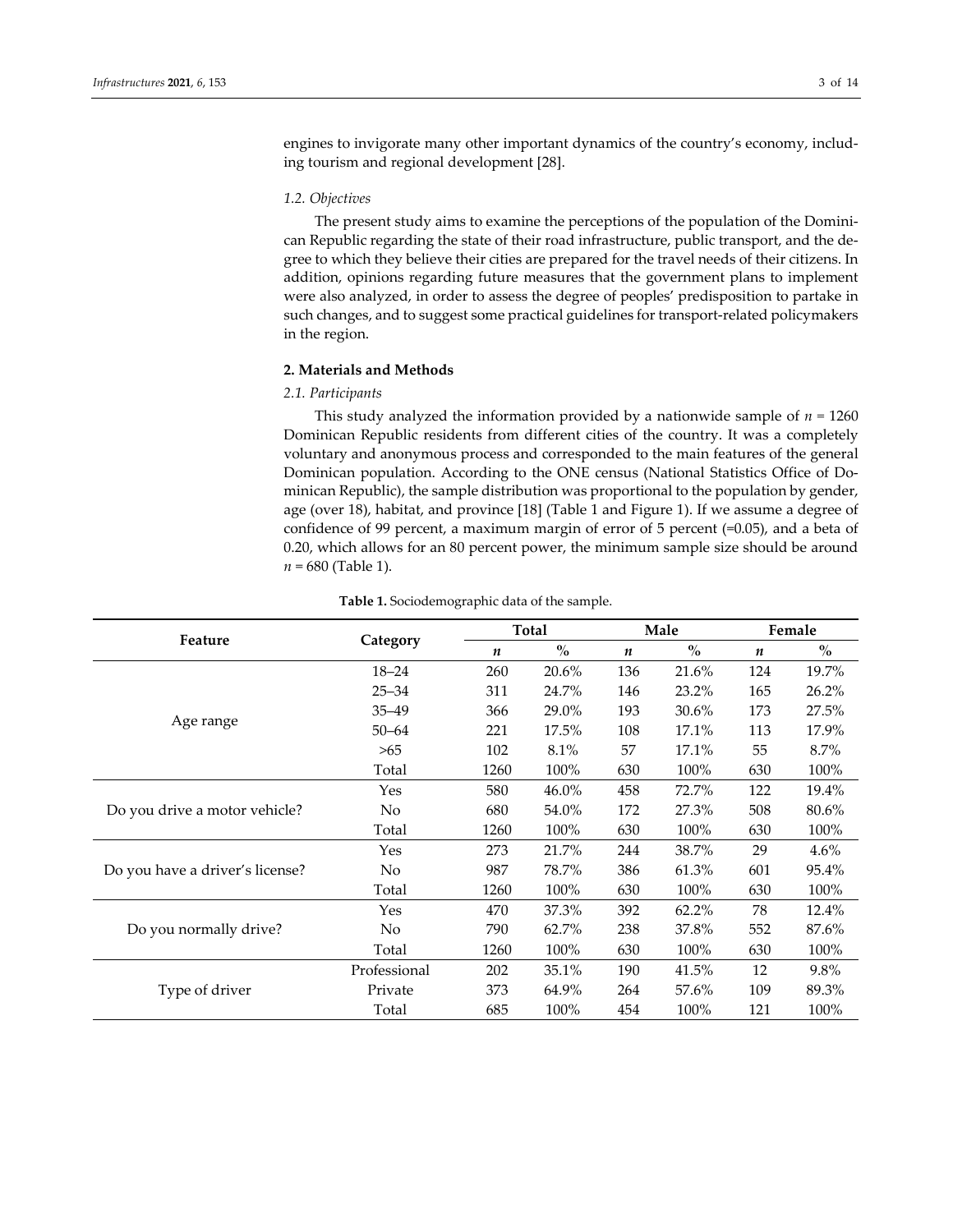engines to invigorate many other important dynamics of the country's economy, including tourism and regional development [28].

### 1.2. Objectives

The present study aims to examine the perceptions of the population of the Dominican Republic regarding the state of their road infrastructure, public transport, and the degree to which they believe their cities are prepared for the travel needs of their citizens. In addition, opinions regarding future measures that the government plans to implement were also analyzed, in order to assess the degree of peoples' predisposition to partake in such changes, and to suggest some practical guidelines for transport-related policymakers in the region.

## 2. Materials and Methods

### 2.1. Participants

This study analyzed the information provided by a nationwide sample of $n$ = 1260 Dominican Republic residents from different cities of the country. It was a completely voluntary and anonymous process and corresponded to the main features of the general Dominican population. According to the ONE census (National Statistics Office of Dominican Republic), the sample distribution was proportional to the population by gender, age (over 18), habitat, and province [18] (Table 1 and Figure 1). If we assume a degree of confidence of 99 percent, a maximum margin of error of 5 percent (=0.05), and a beta of 0.20, which allows for an 80 percent power, the minimum sample size should be around $n$ = 680 (Table 1).

**Table 1.** Sociodemographic data of the sample.

| Feature | Category | Total | | Male | | Female | |
|---|---|---|---|---|---|---|---|
| | | $n$ | % | $n$ | % | $n$ | % |
| Age range | 18–24 | 260 | 20.6% | 136 | 21.6% | 124 | 19.7% |
| | 25–34 | 311 | 24.7% | 146 | 23.2% | 165 | 26.2% |
| | 35–49 | 366 | 29.0% | 193 | 30.6% | 173 | 27.5% |
| | 50–64 | 221 | 17.5% | 108 | 17.1% | 113 | 17.9% |
| | >65 | 102 | 8.1% | 57 | 17.1% | 55 | 8.7% |
| | Total | 1260 | 100% | 630 | 100% | 630 | 100% |
| Do you drive a motor vehicle? | Yes | 580 | 46.0% | 458 | 72.7% | 122 | 19.4% |
| | No | 680 | 54.0% | 172 | 27.3% | 508 | 80.6% |
| | Total | 1260 | 100% | 630 | 100% | 630 | 100% |
| Do you have a driver's license? | Yes | 273 | 21.7% | 244 | 38.7% | 29 | 4.6% |
| | No | 987 | 78.7% | 386 | 61.3% | 601 | 95.4% |
| | Total | 1260 | 100% | 630 | 100% | 630 | 100% |
| Do you normally drive? | Yes | 470 | 37.3% | 392 | 62.2% | 78 | 12.4% |
| | No | 790 | 62.7% | 238 | 37.8% | 552 | 87.6% |
| | Total | 1260 | 100% | 630 | 100% | 630 | 100% |
| Type of driver | Professional | 202 | 35.1% | 190 | 41.5% | 12 | 9.8% |
| | Private | 373 | 64.9% | 264 | 57.6% | 109 | 89.3% |
| | Total | 685 | 100% | 454 | 100% | 121 | 100% |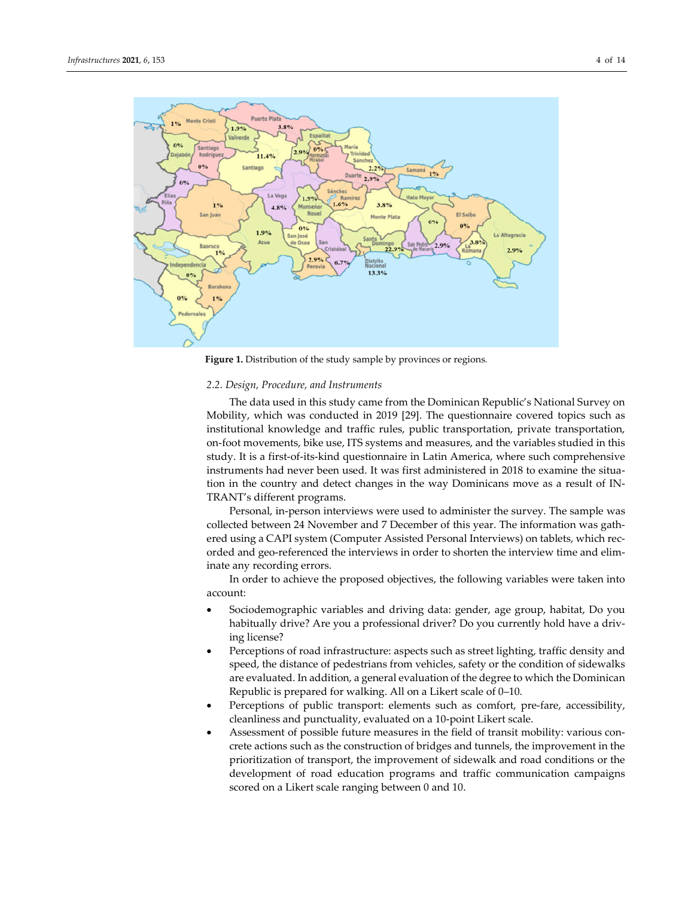**Figure 1.** Distribution of the study sample by provinces or regions.

### *2.2. Design, Procedure, and Instruments*

The data used in this study came from the Dominican Republic's National Survey on Mobility, which was conducted in 2019 [29]. The questionnaire covered topics such as institutional knowledge and traffic rules, public transportation, private transportation, on-foot movements, bike use, ITS systems and measures, and the variables studied in this study. It is a first-of-its-kind questionnaire in Latin America, where such comprehensive instruments had never been used. It was first administered in 2018 to examine the situation in the country and detect changes in the way Dominicans move as a result of INTRANT's different programs.

Personal, in-person interviews were used to administer the survey. The sample was collected between 24 November and 7 December of this year. The information was gathered using a CAPI system (Computer Assisted Personal Interviews) on tablets, which recorded and geo-referenced the interviews in order to shorten the interview time and eliminate any recording errors.

In order to achieve the proposed objectives, the following variables were taken into account:

- Sociodemographic variables and driving data: gender, age group, habitat, Do you habitually drive? Are you a professional driver? Do you currently hold have a driving license?
- Perceptions of road infrastructure: aspects such as street lighting, traffic density and speed, the distance of pedestrians from vehicles, safety or the condition of sidewalks are evaluated. In addition, a general evaluation of the degree to which the Dominican Republic is prepared for walking. All on a Likert scale of 0–10.
- Perceptions of public transport: elements such as comfort, pre-fare, accessibility, cleanliness and punctuality, evaluated on a 10-point Likert scale.
- Assessment of possible future measures in the field of transit mobility: various concrete actions such as the construction of bridges and tunnels, the improvement in the prioritization of transport, the improvement of sidewalk and road conditions or the development of road education programs and traffic communication campaigns scored on a Likert scale ranging between 0 and 10.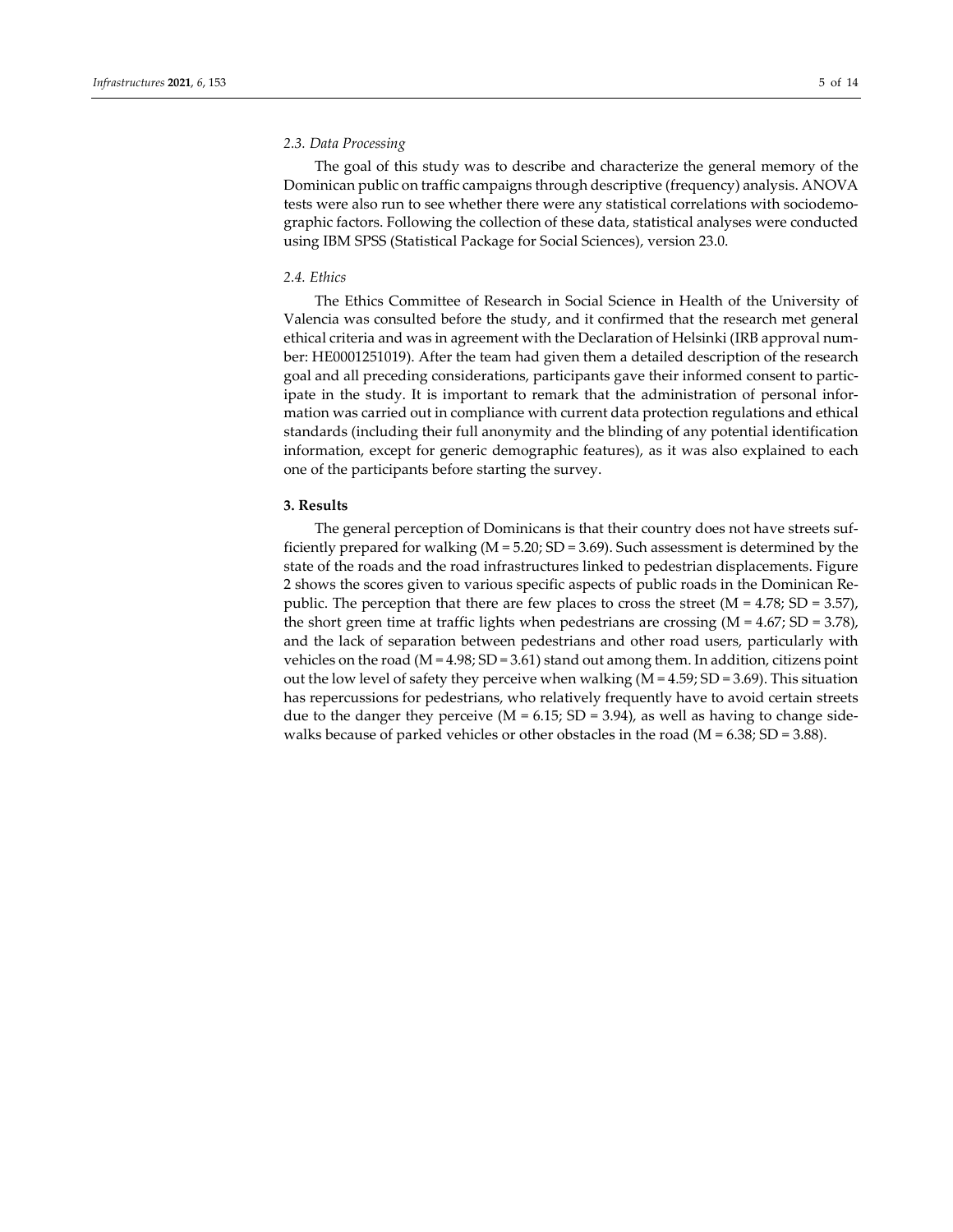### 2.3. Data Processing

The goal of this study was to describe and characterize the general memory of the Dominican public on traffic campaigns through descriptive (frequency) analysis. ANOVA tests were also run to see whether there were any statistical correlations with sociodemographic factors. Following the collection of these data, statistical analyses were conducted using IBM SPSS (Statistical Package for Social Sciences), version 23.0.

### 2.4. Ethics

The Ethics Committee of Research in Social Science in Health of the University of Valencia was consulted before the study, and it confirmed that the research met general ethical criteria and was in agreement with the Declaration of Helsinki (IRB approval number: HE0001251019). After the team had given them a detailed description of the research goal and all preceding considerations, participants gave their informed consent to participate in the study. It is important to remark that the administration of personal information was carried out in compliance with current data protection regulations and ethical standards (including their full anonymity and the blinding of any potential identification information, except for generic demographic features), as it was also explained to each one of the participants before starting the survey.

## 3. Results

The general perception of Dominicans is that their country does not have streets sufficiently prepared for walking ($M = 5.20$; $SD = 3.69$). Such assessment is determined by the state of the roads and the road infrastructures linked to pedestrian displacements. Figure 2 shows the scores given to various specific aspects of public roads in the Dominican Republic. The perception that there are few places to cross the street ($M = 4.78$; $SD = 3.57$), the short green time at traffic lights when pedestrians are crossing ($M = 4.67$; $SD = 3.78$), and the lack of separation between pedestrians and other road users, particularly with vehicles on the road ($M = 4.98$; $SD = 3.61$) stand out among them. In addition, citizens point out the low level of safety they perceive when walking ($M = 4.59$; $SD = 3.69$). This situation has repercussions for pedestrians, who relatively frequently have to avoid certain streets due to the danger they perceive ($M = 6.15$; $SD = 3.94$), as well as having to change sidewalks because of parked vehicles or other obstacles in the road ($M = 6.38$; $SD = 3.88$).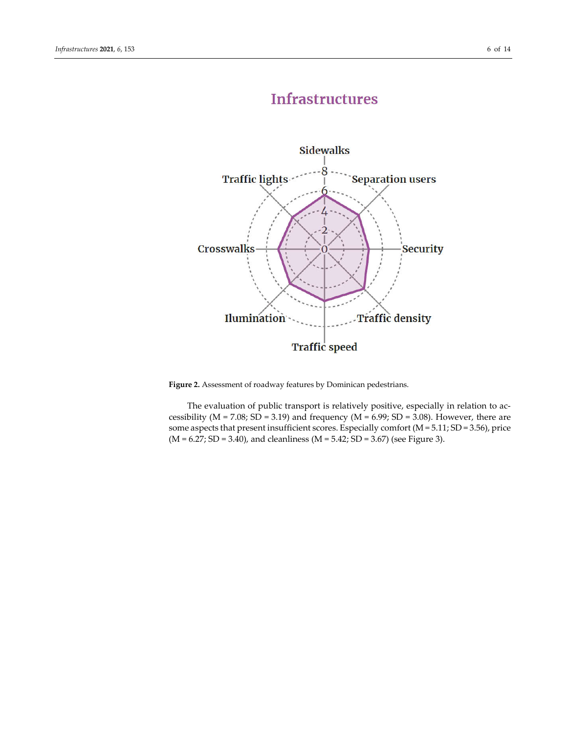Figure 2. Assessment of roadway features by Dominican pedestrians.

The evaluation of public transport is relatively positive, especially in relation to accessibility (M = 7.08; SD = 3.19) and frequency (M = 6.99; SD = 3.08). However, there are some aspects that present insufficient scores. Especially comfort (M = 5.11; SD = 3.56), price (M = 6.27; SD = 3.40), and cleanliness (M = 5.42; SD = 3.67) (see Figure 3).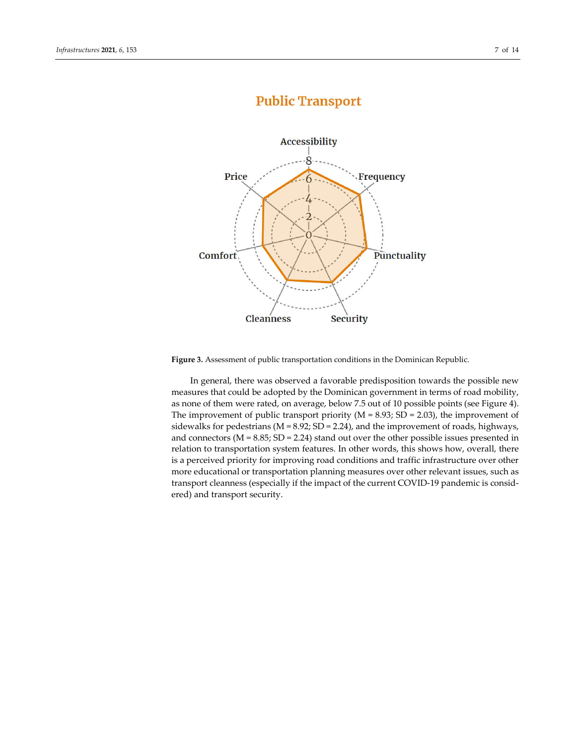**Figure 3.** Assessment of public transportation conditions in the Dominican Republic.

In general, there was observed a favorable predisposition towards the possible new measures that could be adopted by the Dominican government in terms of road mobility, as none of them were rated, on average, below 7.5 out of 10 possible points (see Figure 4). The improvement of public transport priority (M = 8.93; SD = 2.03), the improvement of sidewalks for pedestrians (M = 8.92; SD = 2.24), and the improvement of roads, highways, and connectors (M = 8.85; SD = 2.24) stand out over the other possible issues presented in relation to transportation system features. In other words, this shows how, overall, there is a perceived priority for improving road conditions and traffic infrastructure over other more educational or transportation planning measures over other relevant issues, such as transport cleanness (especially if the impact of the current COVID-19 pandemic is considered) and transport security.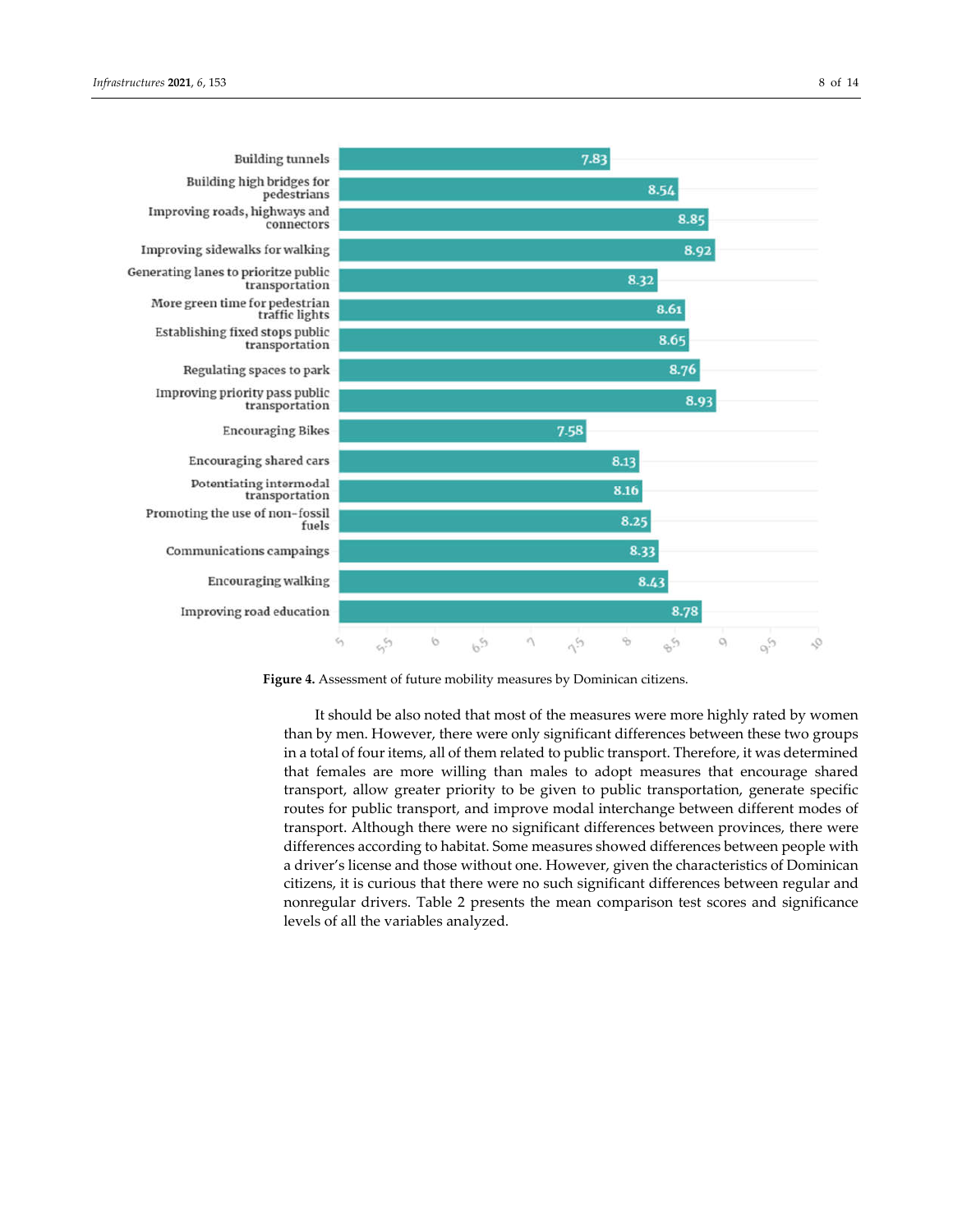Figure 4. Assessment of future mobility measures by Dominican citizens.

It should be also noted that most of the measures were more highly rated by women than by men. However, there were only significant differences between these two groups in a total of four items, all of them related to public transport. Therefore, it was determined that females are more willing than males to adopt measures that encourage shared transport, allow greater priority to be given to public transportation, generate specific routes for public transport, and improve modal interchange between different modes of transport. Although there were no significant differences between provinces, there were differences according to habitat. Some measures showed differences between people with a driver's license and those without one. However, given the characteristics of Dominican citizens, it is curious that there were no such significant differences between regular and nonregular drivers. Table 2 presents the mean comparison test scores and significance levels of all the variables analyzed.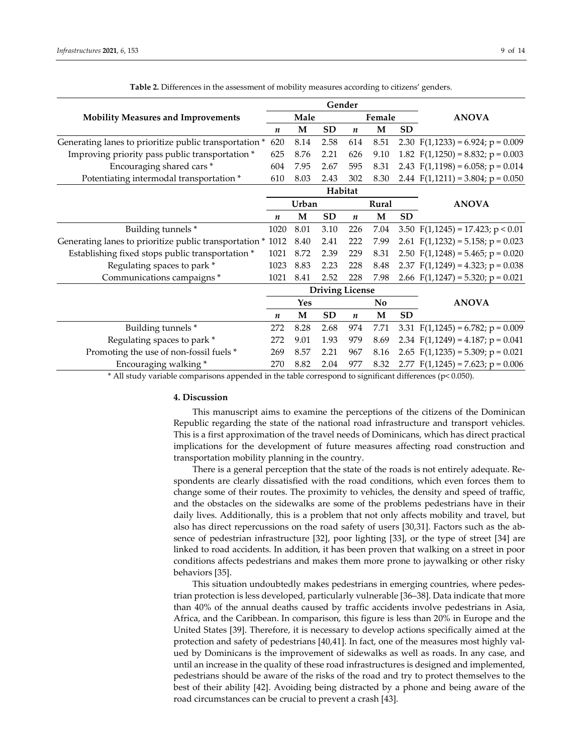**Table 2.** Differences in the assessment of mobility measures according to citizens' genders.

| Mobility Measures and Improvements | Gender | | | | | | ANOVA |
|---|---|---|---|---|---|---|---|
| | Male | | | Female | | | |
| | *n* | M | SD | *n* | M | SD | |
| Generating lanes to prioritize public transportation * | 620 | 8.14 | 2.58 | 614 | 8.51 | 2.30 | $F(1,1233) = 6.924$; $p = 0.009$ |
| Improving priority pass public transportation * | 625 | 8.76 | 2.21 | 626 | 9.10 | 1.82 | $F(1,1250) = 8.832$; $p = 0.003$ |
| Encouraging shared cars * | 604 | 7.95 | 2.67 | 595 | 8.31 | 2.43 | $F(1,1198) = 6.058$; $p = 0.014$ |
| Potentiating intermodal transportation * | 610 | 8.03 | 2.43 | 302 | 8.30 | 2.44 | $F(1,1211) = 3.804$; $p = 0.050$ |
| | Habitat | | | | | | |
| | Urban | | | Rural | | | ANOVA |
| | *n* | M | SD | *n* | M | SD | |
| Building tunnels * | 1020 | 8.01 | 3.10 | 226 | 7.04 | 3.50 | $F(1,1245) = 17.423$; $p < 0.01$ |
| Generating lanes to prioritize public transportation * | 1012 | 8.40 | 2.41 | 222 | 7.99 | 2.61 | $F(1,1232) = 5.158$; $p = 0.023$ |
| Establishing fixed stops public transportation * | 1021 | 8.72 | 2.39 | 229 | 8.31 | 2.50 | $F(1,1248) = 5.465$; $p = 0.020$ |
| Regulating spaces to park * | 1023 | 8.83 | 2.23 | 228 | 8.48 | 2.37 | $F(1,1249) = 4.323$; $p = 0.038$ |
| Communications campaigns * | 1021 | 8.41 | 2.52 | 228 | 7.98 | 2.66 | $F(1,1247) = 5.320$; $p = 0.021$ |
| | Driving License | | | | | | |
| | Yes | | | No | | | ANOVA |
| | *n* | M | SD | *n* | M | SD | |
| Building tunnels * | 272 | 8.28 | 2.68 | 974 | 7.71 | 3.31 | $F(1,1245) = 6.782$; $p = 0.009$ |
| Regulating spaces to park * | 272 | 9.01 | 1.93 | 979 | 8.69 | 2.34 | $F(1,1249) = 4.187$; $p = 0.041$ |
| Promoting the use of non-fossil fuels * | 269 | 8.57 | 2.21 | 967 | 8.16 | 2.65 | $F(1,1235) = 5.309$; $p = 0.021$ |
| Encouraging walking * | 270 | 8.82 | 2.04 | 977 | 8.32 | 2.77 | $F(1,1245) = 7.623$; $p = 0.006$ |

* All study variable comparisons appended in the table correspond to significant differences ($p < 0.050$).

## 4. Discussion

This manuscript aims to examine the perceptions of the citizens of the Dominican Republic regarding the state of the national road infrastructure and transport vehicles. This is a first approximation of the travel needs of Dominicans, which has direct practical implications for the development of future measures affecting road construction and transportation mobility planning in the country.

There is a general perception that the state of the roads is not entirely adequate. Respondents are clearly dissatisfied with the road conditions, which even forces them to change some of their routes. The proximity to vehicles, the density and speed of traffic, and the obstacles on the sidewalks are some of the problems pedestrians have in their daily lives. Additionally, this is a problem that not only affects mobility and travel, but also has direct repercussions on the road safety of users [30,31]. Factors such as the absence of pedestrian infrastructure [32], poor lighting [33], or the type of street [34] are linked to road accidents. In addition, it has been proven that walking on a street in poor conditions affects pedestrians and makes them more prone to jaywalking or other risky behaviors [35].

This situation undoubtedly makes pedestrians in emerging countries, where pedestrian protection is less developed, particularly vulnerable [36–38]. Data indicate that more than 40% of the annual deaths caused by traffic accidents involve pedestrians in Asia, Africa, and the Caribbean. In comparison, this figure is less than 20% in Europe and the United States [39]. Therefore, it is necessary to develop actions specifically aimed at the protection and safety of pedestrians [40,41]. In fact, one of the measures most highly valued by Dominicans is the improvement of sidewalks as well as roads. In any case, and until an increase in the quality of these road infrastructures is designed and implemented, pedestrians should be aware of the risks of the road and try to protect themselves to the best of their ability [42]. Avoiding being distracted by a phone and being aware of the road circumstances can be crucial to prevent a crash [43].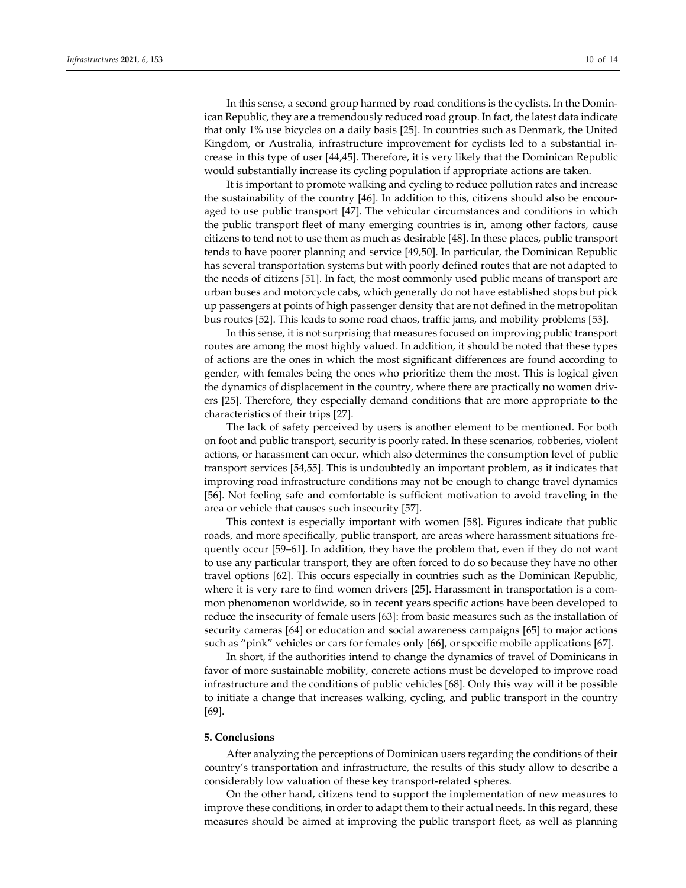In this sense, a second group harmed by road conditions is the cyclists. In the Dominican Republic, they are a tremendously reduced road group. In fact, the latest data indicate that only 1% use bicycles on a daily basis [25]. In countries such as Denmark, the United Kingdom, or Australia, infrastructure improvement for cyclists led to a substantial increase in this type of user [44,45]. Therefore, it is very likely that the Dominican Republic would substantially increase its cycling population if appropriate actions are taken.

It is important to promote walking and cycling to reduce pollution rates and increase the sustainability of the country [46]. In addition to this, citizens should also be encouraged to use public transport [47]. The vehicular circumstances and conditions in which the public transport fleet of many emerging countries is in, among other factors, cause citizens to tend not to use them as much as desirable [48]. In these places, public transport tends to have poorer planning and service [49,50]. In particular, the Dominican Republic has several transportation systems but with poorly defined routes that are not adapted to the needs of citizens [51]. In fact, the most commonly used public means of transport are urban buses and motorcycle cabs, which generally do not have established stops but pick up passengers at points of high passenger density that are not defined in the metropolitan bus routes [52]. This leads to some road chaos, traffic jams, and mobility problems [53].

In this sense, it is not surprising that measures focused on improving public transport routes are among the most highly valued. In addition, it should be noted that these types of actions are the ones in which the most significant differences are found according to gender, with females being the ones who prioritize them the most. This is logical given the dynamics of displacement in the country, where there are practically no women drivers [25]. Therefore, they especially demand conditions that are more appropriate to the characteristics of their trips [27].

The lack of safety perceived by users is another element to be mentioned. For both on foot and public transport, security is poorly rated. In these scenarios, robberies, violent actions, or harassment can occur, which also determines the consumption level of public transport services [54,55]. This is undoubtedly an important problem, as it indicates that improving road infrastructure conditions may not be enough to change travel dynamics [56]. Not feeling safe and comfortable is sufficient motivation to avoid traveling in the area or vehicle that causes such insecurity [57].

This context is especially important with women [58]. Figures indicate that public roads, and more specifically, public transport, are areas where harassment situations frequently occur [59–61]. In addition, they have the problem that, even if they do not want to use any particular transport, they are often forced to do so because they have no other travel options [62]. This occurs especially in countries such as the Dominican Republic, where it is very rare to find women drivers [25]. Harassment in transportation is a common phenomenon worldwide, so in recent years specific actions have been developed to reduce the insecurity of female users [63]: from basic measures such as the installation of security cameras [64] or education and social awareness campaigns [65] to major actions such as "pink" vehicles or cars for females only [66], or specific mobile applications [67].

In short, if the authorities intend to change the dynamics of travel of Dominicans in favor of more sustainable mobility, concrete actions must be developed to improve road infrastructure and the conditions of public vehicles [68]. Only this way will it be possible to initiate a change that increases walking, cycling, and public transport in the country [69].

## 5. Conclusions

After analyzing the perceptions of Dominican users regarding the conditions of their country's transportation and infrastructure, the results of this study allow to describe a considerably low valuation of these key transport-related spheres.

On the other hand, citizens tend to support the implementation of new measures to improve these conditions, in order to adapt them to their actual needs. In this regard, these measures should be aimed at improving the public transport fleet, as well as planning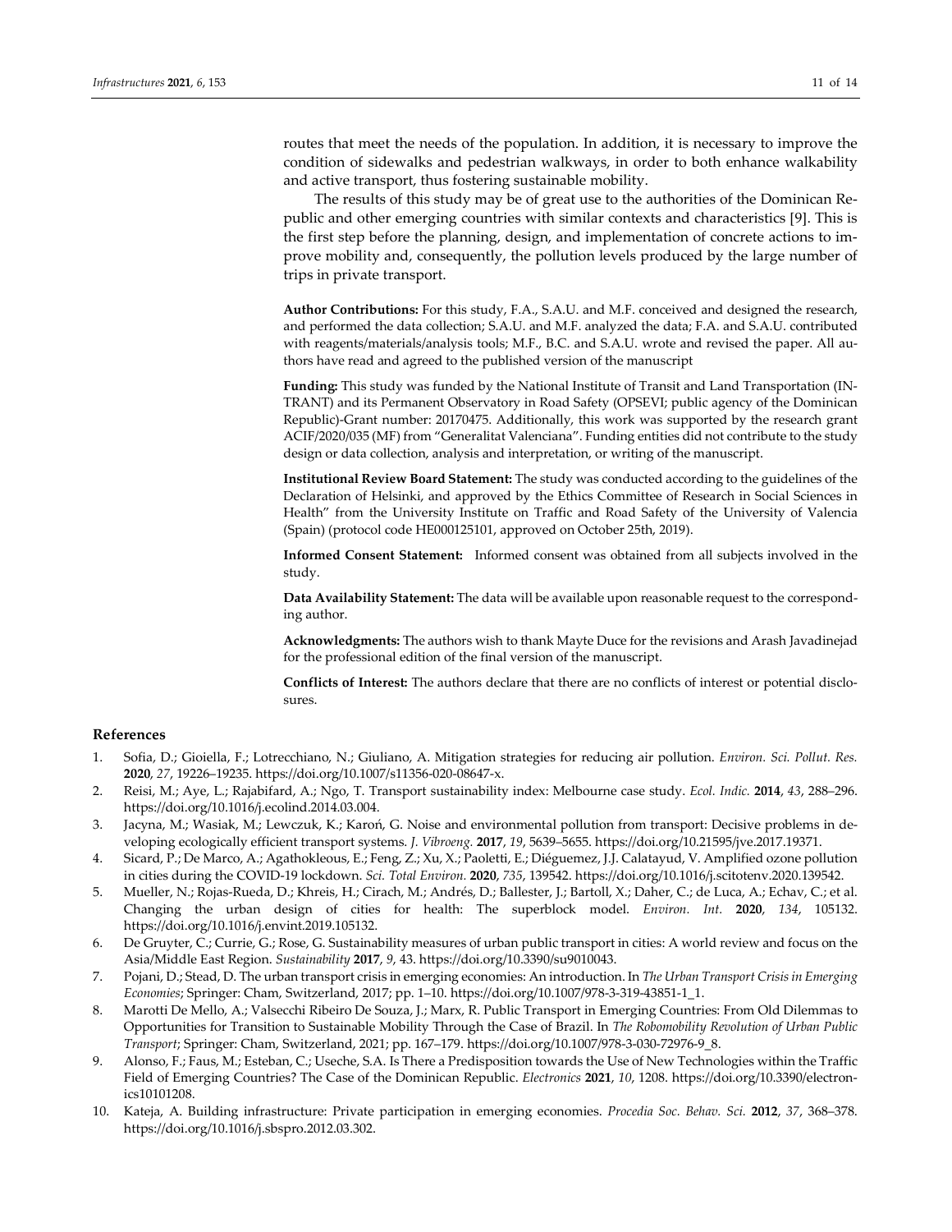routes that meet the needs of the population. In addition, it is necessary to improve the condition of sidewalks and pedestrian walkways, in order to both enhance walkability and active transport, thus fostering sustainable mobility.

The results of this study may be of great use to the authorities of the Dominican Republic and other emerging countries with similar contexts and characteristics [9]. This is the first step before the planning, design, and implementation of concrete actions to improve mobility and, consequently, the pollution levels produced by the large number of trips in private transport.

**Author Contributions:** For this study, F.A., S.A.U. and M.F. conceived and designed the research, and performed the data collection; S.A.U. and M.F. analyzed the data; F.A. and S.A.U. contributed with reagents/materials/analysis tools; M.F., B.C. and S.A.U. wrote and revised the paper. All authors have read and agreed to the published version of the manuscript

**Funding:** This study was funded by the National Institute of Transit and Land Transportation (INTRANT) and its Permanent Observatory in Road Safety (OPSEVI; public agency of the Dominican Republic)-Grant number: 20170475. Additionally, this work was supported by the research grant ACIF/2020/035 (MF) from "Generalitat Valenciana". Funding entities did not contribute to the study design or data collection, analysis and interpretation, or writing of the manuscript.

**Institutional Review Board Statement:** The study was conducted according to the guidelines of the Declaration of Helsinki, and approved by the Ethics Committee of Research in Social Sciences in Health" from the University Institute on Traffic and Road Safety of the University of Valencia (Spain) (protocol code HE000125101, approved on October 25th, 2019).

**Informed Consent Statement:** Informed consent was obtained from all subjects involved in the study.

**Data Availability Statement:** The data will be available upon reasonable request to the corresponding author.

**Acknowledgments:** The authors wish to thank Mayte Duce for the revisions and Arash Javadinejad for the professional edition of the final version of the manuscript.

**Conflicts of Interest:** The authors declare that there are no conflicts of interest or potential disclosures.

## References

1. Sofia, D.; Gioiella, F.; Lotrecchiano, N.; Giuliano, A. Mitigation strategies for reducing air pollution. *Environ. Sci. Pollut. Res.* **2020**, *27*, 19226–19235. https://doi.org/10.1007/s11356-020-08647-x.
2. Reisi, M.; Aye, L.; Rajabifard, A.; Ngo, T. Transport sustainability index: Melbourne case study. *Ecol. Indic.* **2014**, *43*, 288–296. https://doi.org/10.1016/j.ecolind.2014.03.004.
3. Jacyna, M.; Wasiak, M.; Lewczuk, K.; Karoń, G. Noise and environmental pollution from transport: Decisive problems in developing ecologically efficient transport systems. *J. Vibroeng.* **2017**, *19*, 5639–5655. https://doi.org/10.21595/jve.2017.19371.
4. Sicard, P.; De Marco, A.; Agathokleous, E.; Feng, Z.; Xu, X.; Paoletti, E.; Diéguemez, J.J. Calatayud, V. Amplified ozone pollution in cities during the COVID-19 lockdown. *Sci. Total Environ.* **2020**, *735*, 139542. https://doi.org/10.1016/j.scitotenv.2020.139542.
5. Mueller, N.; Rojas-Rueda, D.; Khreis, H.; Cirach, M.; Andrés, D.; Ballester, J.; Bartoll, X.; Daher, C.; de Luca, A.; Echav, C.; et al. Changing the urban design of cities for health: The superblock model. *Environ. Int.* **2020**, *134*, 105132. https://doi.org/10.1016/j.envint.2019.105132.
6. De Gruyter, C.; Currie, G.; Rose, G. Sustainability measures of urban public transport in cities: A world review and focus on the Asia/Middle East Region. *Sustainability* **2017**, *9*, 43. https://doi.org/10.3390/su9010043.
7. Pojani, D.; Stead, D. The urban transport crisis in emerging economies: An introduction. In *The Urban Transport Crisis in Emerging Economies*; Springer: Cham, Switzerland, 2017; pp. 1–10. https://doi.org/10.1007/978-3-319-43851-1_1.
8. Marotti De Mello, A.; Valsecchi Ribeiro De Souza, J.; Marx, R. Public Transport in Emerging Countries: From Old Dilemmas to Opportunities for Transition to Sustainable Mobility Through the Case of Brazil. In *The Robomobility Revolution of Urban Public Transport*; Springer: Cham, Switzerland, 2021; pp. 167–179. https://doi.org/10.1007/978-3-030-72976-9_8.
9. Alonso, F.; Faus, M.; Esteban, C.; Useche, S.A. Is There a Predisposition towards the Use of New Technologies within the Traffic Field of Emerging Countries? The Case of the Dominican Republic. *Electronics* **2021**, *10*, 1208. https://doi.org/10.3390/electronics10101208.
10. Kateja, A. Building infrastructure: Private participation in emerging economies. *Procedia Soc. Behav. Sci.* **2012**, *37*, 368–378. https://doi.org/10.1016/j.sbspro.2012.03.302.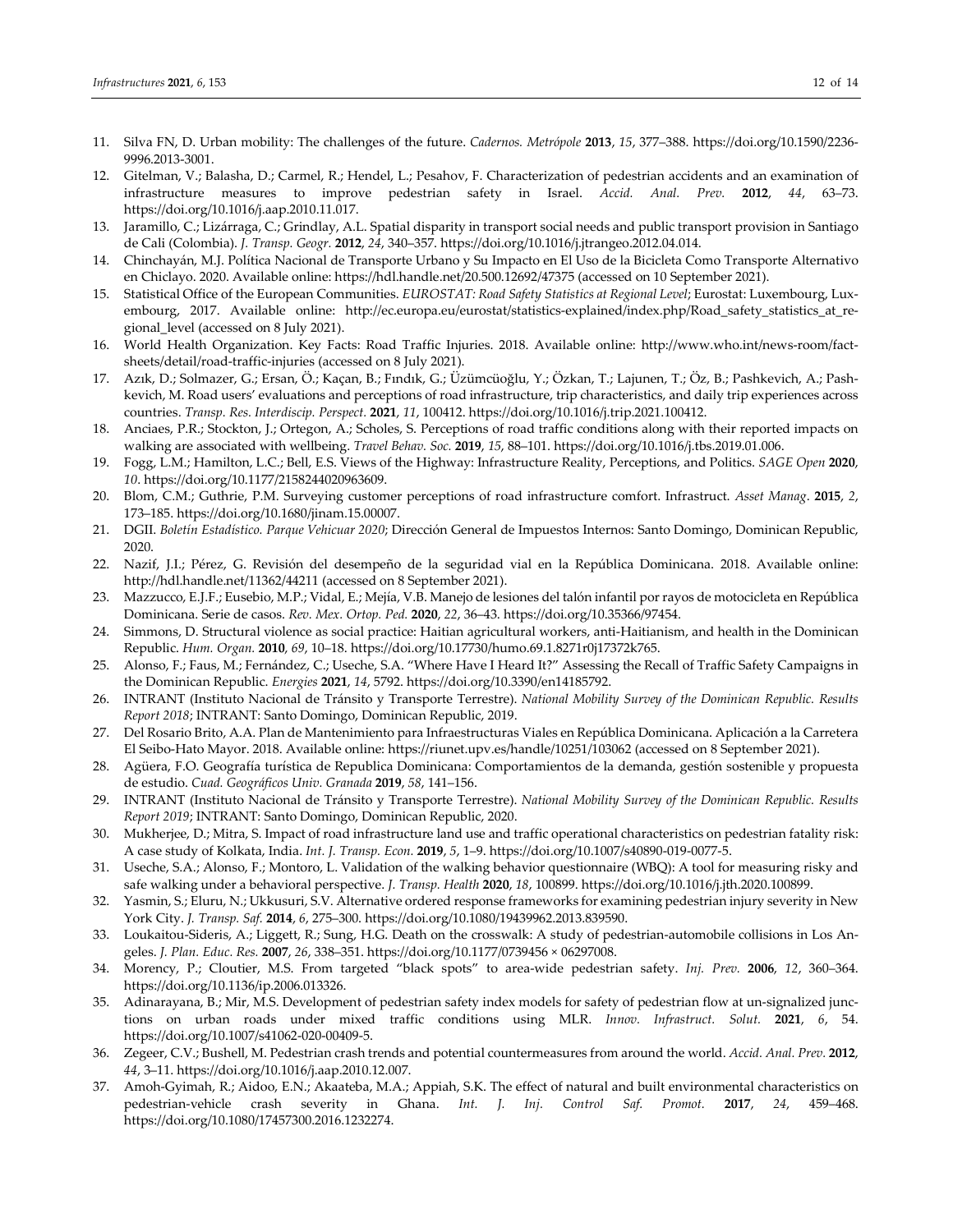11. Silva FN, D. Urban mobility: The challenges of the future. *Cadernos. Metrópole* **2013**, *15*, 377–388. https://doi.org/10.1590/2236-9996.2013-3001.
12. Gitelman, V.; Balasha, D.; Carmel, R.; Hendel, L.; Pesahov, F. Characterization of pedestrian accidents and an examination of infrastructure measures to improve pedestrian safety in Israel. *Accid. Anal. Prev.* **2012**, *44*, 63–73. https://doi.org/10.1016/j.aap.2010.11.017.
13. Jaramillo, C.; Lizárraga, C.; Grindlay, A.L. Spatial disparity in transport social needs and public transport provision in Santiago de Cali (Colombia). *J. Transp. Geogr.* **2012**, *24*, 340–357. https://doi.org/10.1016/j.jtrangeo.2012.04.014.
14. Chinchayán, M.J. Política Nacional de Transporte Urbano y Su Impacto en El Uso de la Bicicleta Como Transporte Alternativo en Chiclayo. 2020. Available online: https://hdl.handle.net/20.500.12692/47375 (accessed on 10 September 2021).
15. Statistical Office of the European Communities. *EUROSTAT: Road Safety Statistics at Regional Level*; Eurostat: Luxembourg, Luxembourg, 2017. Available online: http://ec.europa.eu/eurostat/statistics-explained/index.php/Road_safety_statistics_at_regional_level (accessed on 8 July 2021).
16. World Health Organization. Key Facts: Road Traffic Injuries. 2018. Available online: http://www.who.int/news-room/fact-sheets/detail/road-traffic-injuries (accessed on 8 July 2021).
17. Azık, D.; Solmazer, G.; Ersan, Ö.; Kaçan, B.; Fındık, G.; Üzümcüoğlu, Y.; Özkan, T.; Lajunen, T.; Öz, B.; Pashkevich, A.; Pashkevich, M. Road users' evaluations and perceptions of road infrastructure, trip characteristics, and daily trip experiences across countries. *Transp. Res. Interdiscip. Perspect.* **2021**, *11*, 100412. https://doi.org/10.1016/j.trip.2021.100412.
18. Anciaes, P.R.; Stockton, J.; Ortegon, A.; Scholes, S. Perceptions of road traffic conditions along with their reported impacts on walking are associated with wellbeing. *Travel Behav. Soc.* **2019**, *15*, 88–101. https://doi.org/10.1016/j.tbs.2019.01.006.
19. Fogg, L.M.; Hamilton, L.C.; Bell, E.S. Views of the Highway: Infrastructure Reality, Perceptions, and Politics. *SAGE Open* **2020**, *10*. https://doi.org/10.1177/2158244020963609.
20. Blom, C.M.; Guthrie, P.M. Surveying customer perceptions of road infrastructure comfort. Infrastruct. *Asset Manag*. **2015**, *2*, 173–185. https://doi.org/10.1680/jinam.15.00007.
21. DGII. *Boletín Estadístico. Parque Vehicuar 2020*; Dirección General de Impuestos Internos: Santo Domingo, Dominican Republic, 2020.
22. Nazif, J.I.; Pérez, G. Revisión del desempeño de la seguridad vial en la República Dominicana. 2018. Available online: http://hdl.handle.net/11362/44211 (accessed on 8 September 2021).
23. Mazzucco, E.J.F.; Eusebio, M.P.; Vidal, E.; Mejía, V.B. Manejo de lesiones del talón infantil por rayos de motocicleta en República Dominicana. Serie de casos. *Rev. Mex. Ortop. Ped.* **2020**, *22*, 36–43. https://doi.org/10.35366/97454.
24. Simmons, D. Structural violence as social practice: Haitian agricultural workers, anti-Haitianism, and health in the Dominican Republic. *Hum. Organ.* **2010**, *69*, 10–18. https://doi.org/10.17730/humo.69.1.8271r0j17372k765.
25. Alonso, F.; Faus, M.; Fernández, C.; Useche, S.A. "Where Have I Heard It?" Assessing the Recall of Traffic Safety Campaigns in the Dominican Republic. *Energies* **2021**, *14*, 5792. https://doi.org/10.3390/en14185792.
26. INTRANT (Instituto Nacional de Tránsito y Transporte Terrestre). *National Mobility Survey of the Dominican Republic. Results Report 2018*; INTRANT: Santo Domingo, Dominican Republic, 2019.
27. Del Rosario Brito, A.A. Plan de Mantenimiento para Infraestructuras Viales en República Dominicana. Aplicación a la Carretera El Seibo-Hato Mayor. 2018. Available online: https://riunet.upv.es/handle/10251/103062 (accessed on 8 September 2021).
28. Agüera, F.O. Geografía turística de Republica Dominicana: Comportamientos de la demanda, gestión sostenible y propuesta de estudio. *Cuad. Geográficos Univ. Granada* **2019**, *58*, 141–156.
29. INTRANT (Instituto Nacional de Tránsito y Transporte Terrestre). *National Mobility Survey of the Dominican Republic. Results Report 2019*; INTRANT: Santo Domingo, Dominican Republic, 2020.
30. Mukherjee, D.; Mitra, S. Impact of road infrastructure land use and traffic operational characteristics on pedestrian fatality risk: A case study of Kolkata, India. *Int. J. Transp. Econ.* **2019**, *5*, 1–9. https://doi.org/10.1007/s40890-019-0077-5.
31. Useche, S.A.; Alonso, F.; Montoro, L. Validation of the walking behavior questionnaire (WBQ): A tool for measuring risky and safe walking under a behavioral perspective. *J. Transp. Health* **2020**, *18*, 100899. https://doi.org/10.1016/j.jth.2020.100899.
32. Yasmin, S.; Eluru, N.; Ukkusuri, S.V. Alternative ordered response frameworks for examining pedestrian injury severity in New York City. *J. Transp. Saf.* **2014**, *6*, 275–300. https://doi.org/10.1080/19439962.2013.839590.
33. Loukaitou-Sideris, A.; Liggett, R.; Sung, H.G. Death on the crosswalk: A study of pedestrian-automobile collisions in Los Angeles. *J. Plan. Educ. Res.* **2007**, *26*, 338–351. https://doi.org/10.1177/0739456 × 06297008.
34. Morency, P.; Cloutier, M.S. From targeted "black spots" to area-wide pedestrian safety. *Inj. Prev.* **2006**, *12*, 360–364. https://doi.org/10.1136/ip.2006.013326.
35. Adinarayana, B.; Mir, M.S. Development of pedestrian safety index models for safety of pedestrian flow at un-signalized junctions on urban roads under mixed traffic conditions using MLR. *Innov. Infrastruct. Solut.* **2021**, *6*, 54. https://doi.org/10.1007/s41062-020-00409-5.
36. Zegeer, C.V.; Bushell, M. Pedestrian crash trends and potential countermeasures from around the world. *Accid. Anal. Prev.* **2012**, *44*, 3–11. https://doi.org/10.1016/j.aap.2010.12.007.
37. Amoh-Gyimah, R.; Aidoo, E.N.; Akaateba, M.A.; Appiah, S.K. The effect of natural and built environmental characteristics on pedestrian-vehicle crash severity in Ghana. *Int. J. Inj. Control Saf. Promot.* **2017**, *24*, 459–468. https://doi.org/10.1080/17457300.2016.1232274.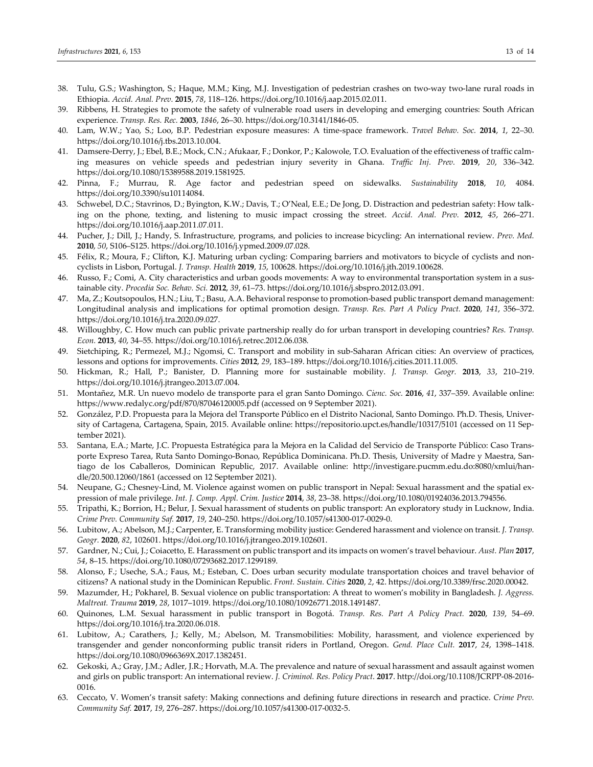38. Tulu, G.S.; Washington, S.; Haque, M.M.; King, M.J. Investigation of pedestrian crashes on two-way two-lane rural roads in Ethiopia. *Accid. Anal. Prev.* **2015**, *78*, 118–126. https://doi.org/10.1016/j.aap.2015.02.011.
39. Ribbens, H. Strategies to promote the safety of vulnerable road users in developing and emerging countries: South African experience. *Transp. Res. Rec.* **2003**, *1846*, 26–30. https://doi.org/10.3141/1846-05.
40. Lam, W.W.; Yao, S.; Loo, B.P. Pedestrian exposure measures: A time-space framework. *Travel Behav. Soc.* **2014**, *1*, 22–30. https://doi.org/10.1016/j.tbs.2013.10.004.
41. Damsere-Derry, J.; Ebel, B.E.; Mock, C.N.; Afukaar, F.; Donkor, P.; Kalowole, T.O. Evaluation of the effectiveness of traffic calming measures on vehicle speeds and pedestrian injury severity in Ghana. *Traffic Inj. Prev.* **2019**, *20*, 336–342. https://doi.org/10.1080/15389588.2019.1581925.
42. Pinna, F.; Murrau, R. Age factor and pedestrian speed on sidewalks. *Sustainability* **2018**, *10*, 4084. https://doi.org/10.3390/su10114084.
43. Schwebel, D.C.; Stavrinos, D.; Byington, K.W.; Davis, T.; O'Neal, E.E.; De Jong, D. Distraction and pedestrian safety: How talking on the phone, texting, and listening to music impact crossing the street. *Accid. Anal. Prev.* **2012**, *45*, 266–271. https://doi.org/10.1016/j.aap.2011.07.011.
44. Pucher, J.; Dill, J.; Handy, S. Infrastructure, programs, and policies to increase bicycling: An international review. *Prev. Med.* **2010**, *50*, S106–S125. https://doi.org/10.1016/j.ypmed.2009.07.028.
45. Félix, R.; Moura, F.; Clifton, K.J. Maturing urban cycling: Comparing barriers and motivators to bicycle of cyclists and non-cyclists in Lisbon, Portugal. *J. Transp. Health* **2019**, *15*, 100628. https://doi.org/10.1016/j.jth.2019.100628.
46. Russo, F.; Comi, A. City characteristics and urban goods movements: A way to environmental transportation system in a sustainable city. *Procedia Soc. Behav. Sci.* **2012**, *39*, 61–73. https://doi.org/10.1016/j.sbspro.2012.03.091.
47. Ma, Z.; Koutsopoulos, H.N.; Liu, T.; Basu, A.A. Behavioral response to promotion-based public transport demand management: Longitudinal analysis and implications for optimal promotion design. *Transp. Res. Part A Policy Pract.* **2020**, *141*, 356–372. https://doi.org/10.1016/j.tra.2020.09.027.
48. Willoughby, C. How much can public private partnership really do for urban transport in developing countries? *Res. Transp. Econ.* **2013**, *40*, 34–55. https://doi.org/10.1016/j.retrec.2012.06.038.
49. Sietchiping, R.; Permezel, M.J.; Ngomsi, C. Transport and mobility in sub-Saharan African cities: An overview of practices, lessons and options for improvements. *Cities* **2012**, *29*, 183–189. https://doi.org/10.1016/j.cities.2011.11.005.
50. Hickman, R.; Hall, P.; Banister, D. Planning more for sustainable mobility. *J. Transp. Geogr.* **2013**, *33*, 210–219. https://doi.org/10.1016/j.jtrangeo.2013.07.004.
51. Montañez, M.R. Un nuevo modelo de transporte para el gran Santo Domingo. *Cienc. Soc.* **2016**, *41*, 337–359. Available online: https://www.redalyc.org/pdf/870/87046120005.pdf (accessed on 9 September 2021).
52. González, P.D. Propuesta para la Mejora del Transporte Público en el Distrito Nacional, Santo Domingo. Ph.D. Thesis, University of Cartagena, Cartagena, Spain, 2015. Available online: https://repositorio.upct.es/handle/10317/5101 (accessed on 11 September 2021).
53. Santana, E.A.; Marte, J.C. Propuesta Estratégica para la Mejora en la Calidad del Servicio de Transporte Público: Caso Transporte Expreso Tarea, Ruta Santo Domingo-Bonao, República Dominicana. Ph.D. Thesis, University of Madre y Maestra, Santiago de los Caballeros, Dominican Republic, 2017. Available online: http://investigare.pucmm.edu.do:8080/xmlui/handle/20.500.12060/1861 (accessed on 12 September 2021).
54. Neupane, G.; Chesney-Lind, M. Violence against women on public transport in Nepal: Sexual harassment and the spatial expression of male privilege. *Int. J. Comp. Appl. Crim. Justice* **2014**, *38*, 23–38. https://doi.org/10.1080/01924036.2013.794556.
55. Tripathi, K.; Borrion, H.; Belur, J. Sexual harassment of students on public transport: An exploratory study in Lucknow, India. *Crime Prev. Community Saf.* **2017**, *19*, 240–250. https://doi.org/10.1057/s41300-017-0029-0.
56. Lubitow, A.; Abelson, M.J.; Carpenter, E. Transforming mobility justice: Gendered harassment and violence on transit. *J. Transp. Geogr.* **2020**, *82*, 102601. https://doi.org/10.1016/j.jtrangeo.2019.102601.
57. Gardner, N.; Cui, J.; Coiacetto, E. Harassment on public transport and its impacts on women's travel behaviour. *Aust. Plan* **2017**, *54*, 8–15. https://doi.org/10.1080/07293682.2017.1299189.
58. Alonso, F.; Useche, S.A.; Faus, M.; Esteban, C. Does urban security modulate transportation choices and travel behavior of citizens? A national study in the Dominican Republic. *Front. Sustain. Cities* **2020**, *2*, 42. https://doi.org/10.3389/frsc.2020.00042.
59. Mazumder, H.; Pokharel, B. Sexual violence on public transportation: A threat to women's mobility in Bangladesh. *J. Aggress. Maltreat. Trauma* **2019**, *28*, 1017–1019. https://doi.org/10.1080/10926771.2018.1491487.
60. Quinones, L.M. Sexual harassment in public transport in Bogotá. *Transp. Res. Part A Policy Pract.* **2020**, *139*, 54–69. https://doi.org/10.1016/j.tra.2020.06.018.
61. Lubitow, A.; Carathers, J.; Kelly, M.; Abelson, M. Transmobilities: Mobility, harassment, and violence experienced by transgender and gender nonconforming public transit riders in Portland, Oregon. *Gend. Place Cult.* **2017**, *24*, 1398–1418. https://doi.org/10.1080/0966369X.2017.1382451.
62. Gekoski, A.; Gray, J.M.; Adler, J.R.; Horvath, M.A. The prevalence and nature of sexual harassment and assault against women and girls on public transport: An international review. *J. Criminol. Res. Policy Pract.* **2017**. http://doi.org/10.1108/JCRPP-08-2016-0016.
63. Ceccato, V. Women's transit safety: Making connections and defining future directions in research and practice. *Crime Prev. Community Saf.* **2017**, *19*, 276–287. https://doi.org/10.1057/s41300-017-0032-5.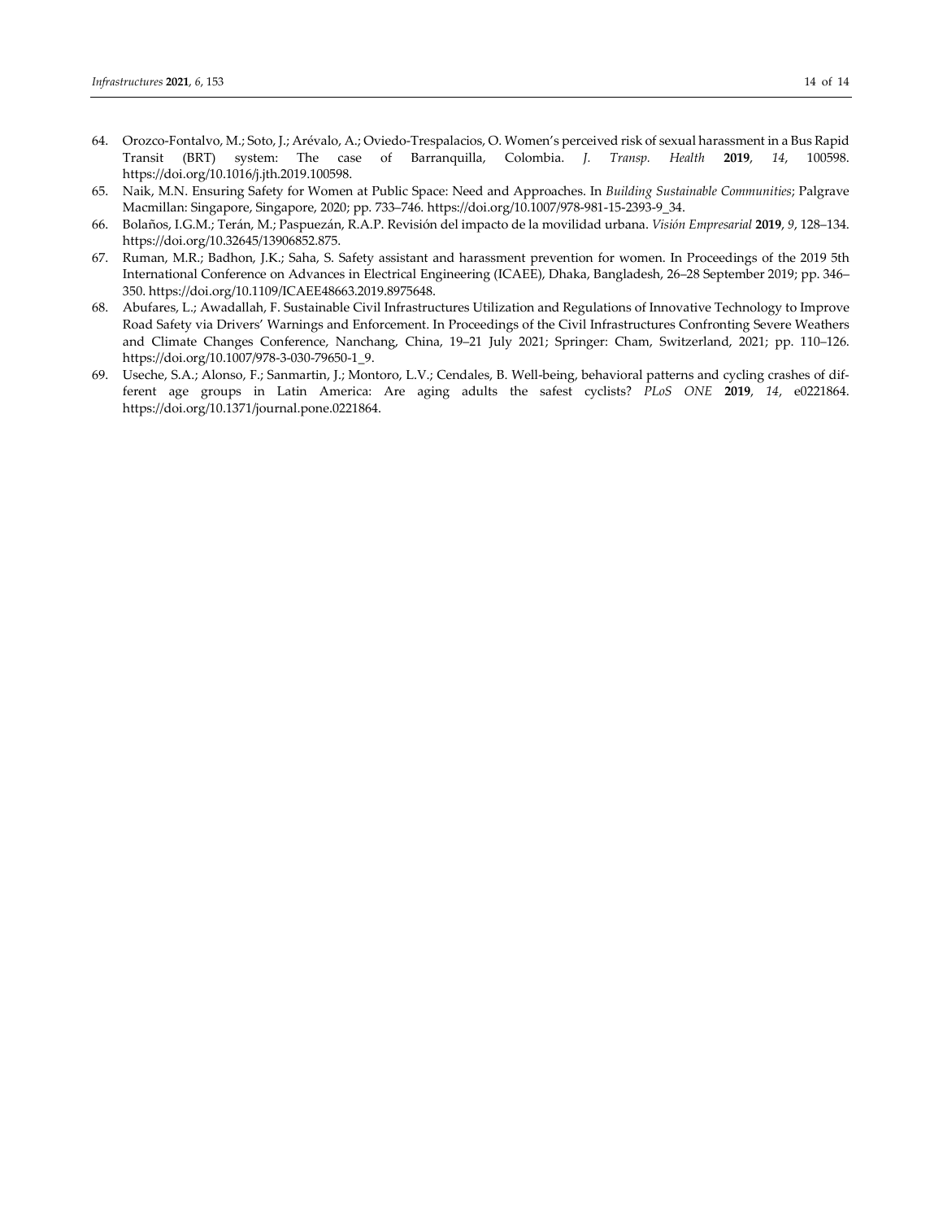64. Orozco-Fontalvo, M.; Soto, J.; Arévalo, A.; Oviedo-Trespalacios, O. Women's perceived risk of sexual harassment in a Bus Rapid Transit (BRT) system: The case of Barranquilla, Colombia. *J. Transp. Health* **2019**, *14*, 100598. https://doi.org/10.1016/j.jth.2019.100598.
65. Naik, M.N. Ensuring Safety for Women at Public Space: Need and Approaches. In *Building Sustainable Communities*; Palgrave Macmillan: Singapore, Singapore, 2020; pp. 733–746. https://doi.org/10.1007/978-981-15-2393-9_34.
66. Bolaños, I.G.M.; Terán, M.; Paspuezán, R.A.P. Revisión del impacto de la movilidad urbana. *Visión Empresarial* **2019**, *9*, 128–134. https://doi.org/10.32645/13906852.875.
67. Ruman, M.R.; Badhon, J.K.; Saha, S. Safety assistant and harassment prevention for women. In Proceedings of the 2019 5th International Conference on Advances in Electrical Engineering (ICAEE), Dhaka, Bangladesh, 26–28 September 2019; pp. 346–350. https://doi.org/10.1109/ICAEE48663.2019.8975648.
68. Abufares, L.; Awadallah, F. Sustainable Civil Infrastructures Utilization and Regulations of Innovative Technology to Improve Road Safety via Drivers' Warnings and Enforcement. In Proceedings of the Civil Infrastructures Confronting Severe Weathers and Climate Changes Conference, Nanchang, China, 19–21 July 2021; Springer: Cham, Switzerland, 2021; pp. 110–126. https://doi.org/10.1007/978-3-030-79650-1_9.
69. Useche, S.A.; Alonso, F.; Sanmartin, J.; Montoro, L.V.; Cendales, B. Well-being, behavioral patterns and cycling crashes of different age groups in Latin America: Are aging adults the safest cyclists? *PLoS ONE* **2019**, *14*, e0221864. https://doi.org/10.1371/journal.pone.0221864.